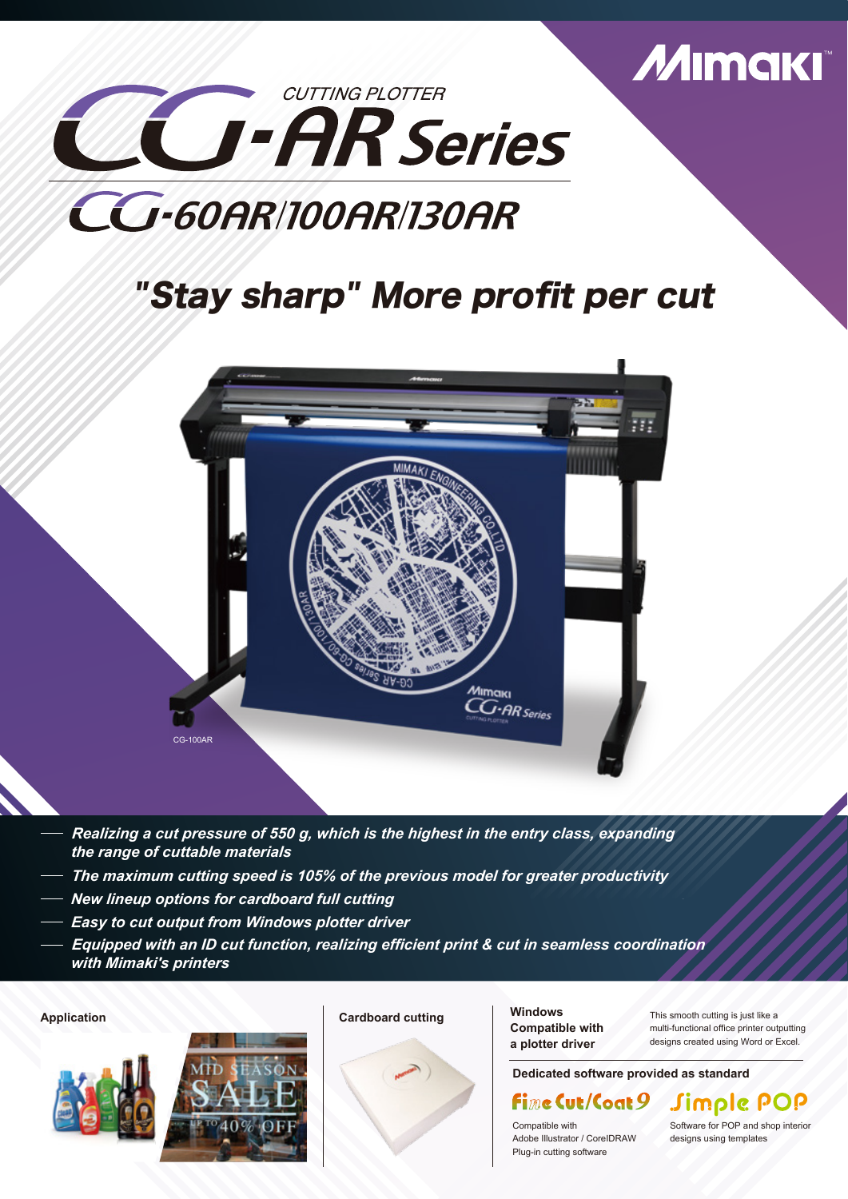MIMAKI

CUTTING PLOTTER

# CG-AR Series

## CG-60AR/100AR/130AR

## "Stay sharp" More profit per cut

CG-100AR

- *Realizing a cut pressure of 550 g, which is the highest in the entry class, expanding the range of cuttable materials*
- *The maximum cutting speed is 105% of the previous model for greater productivity*
- *New lineup options for cardboard full cutting*
- *Easy to cut output from Windows plotter driver*
- *Equipped with an ID cut function, realizing efficient print & cut in seamless coordination with Mimaki's printers*

**Application**

**Cardboard cutting**

**Windows Compatible with a plotter driver**

This smooth cutting is just like a multi-functional office printer outputting designs created using Word or Excel.

**Dedicated software provided as standard**

FineCut/Coat9

Compatible with Adobe Illustrator / CorelDRAW Plug-in cutting software

Simple POP

Software for POP and shop interior designs using templates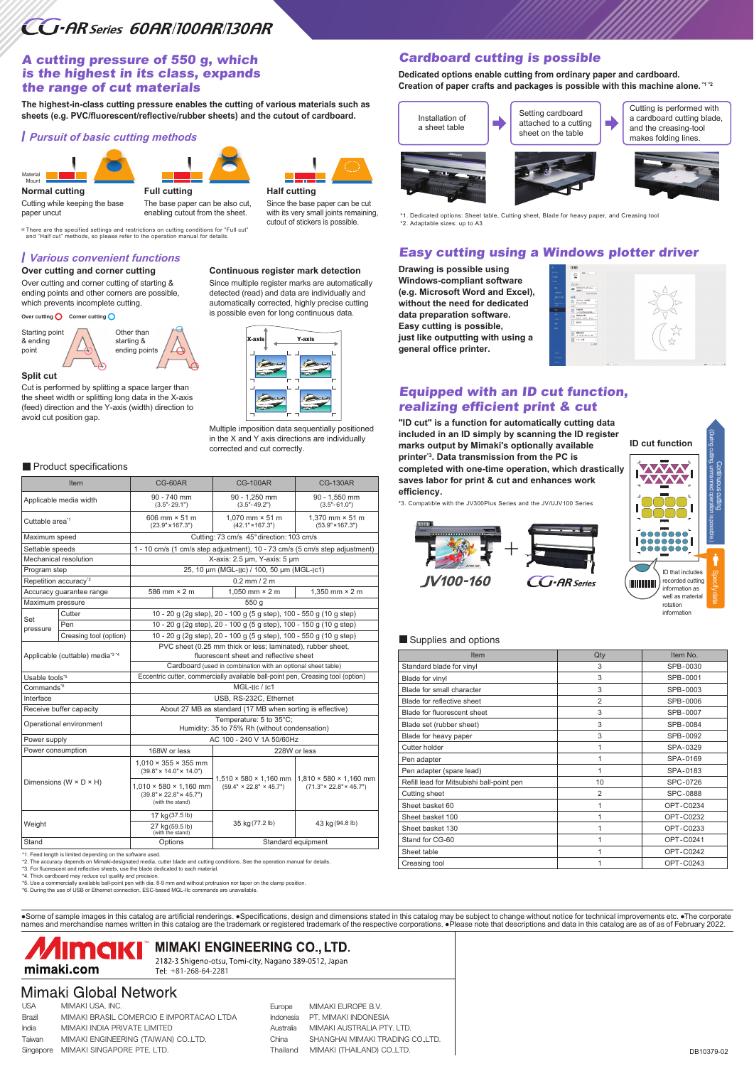# CG-AR Series 60AR/100AR/130AR

## A cutting pressure of 550 g, which is the highest in its class, expands the range of cut materials

**The highest-in-class cutting pressure enables the cutting of various materials such as sheets (e.g. PVC/fluorescent/reflective/rubber sheets) and the cutout of cardboard.**

### Pursuit of basic cutting methods

Material
Mount

**Normal cutting**
Cutting while keeping the base paper uncut

**Full cutting**
The base paper can be also cut, enabling cutout from the sheet.

**Half cutting**
Since the sheet is cut with its very small joints remaining, cutout of stickers is possible.

※There are the specified settings and restrictions on cutting conditions for "Full cut" and "Half cut" methods, so please refer to the operation manual for details.

### Various convenient functions

**Over cutting and corner cutting**

Over cutting and corner cutting of starting & ending points and other corners are possible, which prevents incomplete cutting.

Over cutting / Corner cutting

Starting point & ending point

Other than starting & ending points

**Split cut**

Cut is performed by splitting a space larger than the sheet width or splitting long data in the X-axis (feed) direction and the Y-axis (width) direction to avoid cut position gap.

**Continuous register mark detection**

Since multiple register marks are automatically detected (read) and data are individually and automatically corrected, highly precise cutting is possible even for long continuous data.

X-axis
Y-axis

Multiple imposition data sequentially positioned in the X and Y axis directions are individually corrected and cut correctly.

## Cardboard cutting is possible

**Dedicated options enable cutting from ordinary paper and cardboard. Creation of paper crafts and packages is possible with this machine alone.** [*1 *2]

Installation of a sheet table → Setting cardboard attached to a cutting sheet on the table → Cutting is performed with a cardboard cutting blade, and the creasing-tool makes folding lines.

*1. Dedicated options: Sheet table, Cutting sheet, Blade for heavy paper, and Creasing tool
*2. Adaptable sizes: up to A3

## Easy cutting using a Windows plotter driver

**Drawing is possible using Windows-compliant software (e.g. Microsoft Word and Excel), without the need for dedicated data preparation software. Easy cutting is possible, just like outputting with using a general office printer.**

## Equipped with an ID cut function, realizing efficient print & cut

**"ID cut" is a function for automatically cutting data included in an ID simply by scanning the ID register marks output by Mimaki's optionally available printer[*3]. Data transmission from the PC is completed with one-time operation, which drastically saves labor for print & cut and enhances work efficiency.**

*3. Compatible with the JV300Plus Series and the JV/UJV100 Series

JV100-160 + CG-AR Series

**ID cut function**

Continuous cutting (During cutting, unmanned operation is possible.)

Specify data

ID that includes recorded cutting information as well as material rotation information

### Product specifications

| Item | | CG-60AR | CG-100AR | CG-130AR |
|---|---|---|---|---|
| Applicable media width | | 90 - 740 mm (3.5"- 29.1") | 90 - 1,250 mm (3.5"- 49.2") | 90 - 1,550 mm (3.5"-61.0") |
| Cuttable area[*1] | | 606 mm × 51 m (23.9"×167.3") | 1,070 mm × 51 m (42.1"×167.3") | 1,370 mm × 51 m (53.9"×167.3") |
| Maximum speed | | Cutting: 73 cm/s 45°direction: 103 cm/s | | |
| Settable speeds | | 1 - 10 cm/s (1 cm/s step adjustment), 10 - 73 cm/s (5 cm/s step adjustment) | | |
| Mechanical resolution | | X-axis: 2.5 μm, Y-axis: 5 μm | | |
| Program step | | 25, 10 μm (MGL-IIc) / 100, 50 μm (MGL-Ic1) | | |
| Repetition accuracy[*2] | | 0.2 mm / 2 m | | |
| Accuracy guarantee range | | 586 mm × 2 m | 1,050 mm × 2 m | 1,350 mm × 2 m |
| Maximum pressure | | 550 g | | |
| Set pressure | Cutter | 10 - 20 g (2g step), 20 - 100 g (5 g step), 100 - 550 g (10 g step) | | |
| | Pen | 10 - 20 g (2g step), 20 - 100 g (5 g step), 100 - 150 g (10 g step) | | |
| | Creasing tool (option) | 10 - 20 g (2g step), 20 - 100 g (5 g step), 100 - 550 g (10 g step) | | |
| Applicable (cuttable) media[*3 *4] | | PVC sheet (0.25 mm thick or less; laminated), rubber sheet, fluorescent sheet and reflective sheet | | |
| | | Cardboard (used in combination with an optional sheet table) | | |
| Usable tools[*5] | | Eccentric cutter, commercially available ball-point pen, Creasing tool (option) | | |
| Commands[*6] | | MGL-IIc / Ic1 | | |
| Interface | | USB, RS-232C, Ethernet | | |
| Receive buffer capacity | | About 27 MB as standard (17 MB when sorting is effective) | | |
| Operational environment | | Temperature: 5 to 35°C; Humidity: 35 to 75% Rh (without condensation) | | |
| Power supply | | AC 100 - 240 V 1A 50/60Hz | | |
| Power consumption | | 168W or less | 228W or less | |
| Dimensions (W × D × H) | | 1,010 × 355 × 355 mm (39.8"× 14.0"× 14.0") | 1,510 × 580 × 1,160 mm (59.4" × 22.8" × 45.7") | 1,810 × 580 × 1,160 mm (71.3"× 22.8"× 45.7") |
| | | 1,010 × 580 × 1,160 mm (39.8"× 22.8"× 45.7") (with the stand) | | |
| Weight | | 17 kg (37.5 lb) | 35 kg (77.2 lb) | 43 kg (94.8 lb) |
| | | 27 kg (59.5 lb) (with the stand) | | |
| Stand | | Options | Standard equipment | |

*1. Feed length is limited depending on the software used.
*2. The accuracy depends on Mimaki-designated media, cutter blade and cutting conditions. See the operation manual for details.
*3. For fluorescent and reflective sheets, use the blade dedicated to each material.
*4. Thick cardboard may reduce cut quality and precision.
*5. Use a commercially available ball-point pen with dia. 8-9 mm and without protrusion nor taper on the clamp position.
*6. During the use of USB or Ethernet connection, ESC-based MGL-IIc commands are unavailable.

### Supplies and options

| Item | Qty | Item No. |
|---|---|---|
| Standard blade for vinyl | 3 | SPB-0030 |
| Blade for vinyl | 3 | SPB-0001 |
| Blade for small character | 3 | SPB-0003 |
| Blade for reflective sheet | 2 | SPB-0006 |
| Blade for fluorescent sheet | 3 | SPB-0007 |
| Blade set (rubber sheet) | 3 | SPB-0084 |
| Blade for heavy paper | 3 | SPB-0092 |
| Cutter holder | 1 | SPA-0329 |
| Pen adapter | 1 | SPA-0169 |
| Pen adapter (spare lead) | 1 | SPA-0183 |
| Refill lead for Mitsubishi ball-point pen | 10 | SPC-0726 |
| Cutting sheet | 2 | SPC-0888 |
| Sheet basket 60 | 1 | OPT-C0234 |
| Sheet basket 100 | 1 | OPT-C0232 |
| Sheet basket 130 | 1 | OPT-C0233 |
| Stand for CG-60 | 1 | OPT-C0241 |
| Sheet table | 1 | OPT-C0242 |
| Creasing tool | 1 | OPT-C0243 |

●Some of sample images in this catalog are artificial renderings. ●Specifications, design and dimensions stated in this catalog may be subject to change without notice for technical improvements etc. ●The corporate names and merchandise names written in this catalog are the trademark or registered trademark of the respective corporations. ●Please note that descriptions and data in this catalog are as of as of February 2022.

**MIMAKI ENGINEERING CO., LTD.**
2182-3 Shigeno-otsu, Tomi-city, Nagano 389-0512, Japan
Tel: +81-268-64-2281
mimaki.com

## Mimaki Global Network

| | | | |
|---|---|---|---|
| USA | MIMAKI USA, INC. | Europe | MIMAKI EUROPE B.V. |
| Brazil | MIMAKI BRASIL COMERCIO E IMPORTACAO LTDA | Indonesia | PT. MIMAKI INDONESIA |
| India | MIMAKI INDIA PRIVATE LIMITED | Australia | MIMAKI AUSTRALIA PTY. LTD. |
| Taiwan | MIMAKI ENGINEERING (TAIWAN) CO.,LTD. | China | SHANGHAI MIMAKI TRADING CO.,LTD. |
| Singapore | MIMAKI SINGAPORE PTE. LTD. | Thailand | MIMAKI (THAILAND) CO.,LTD. |

DB10379-02